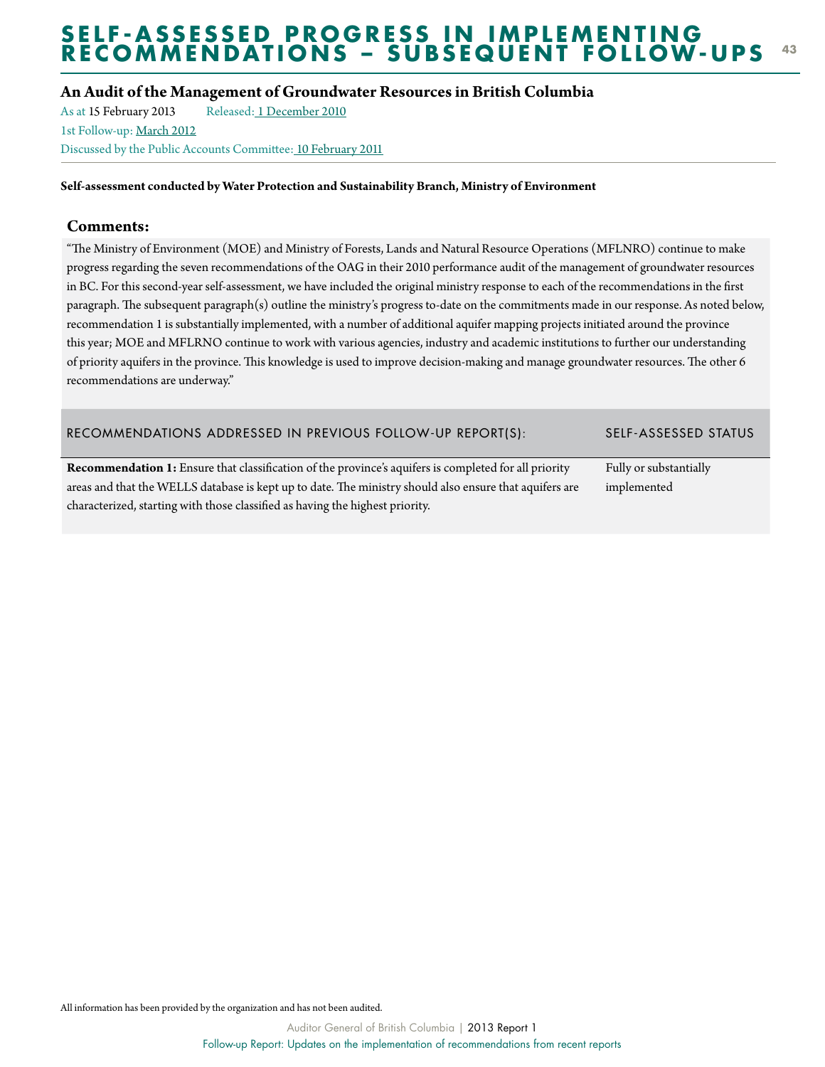# SELF-ASSESSED PROGRESS IN IMPLEMENTING RECOMMENDATIONS – SUBSEQUENT FOLLOW-UPS

## An Audit of the Management of Groundwater Resources in British Columbia

As at 15 February 2013 Released: 1 December 2010

1st Follow-up: March 2012

Discussed by the Public Accounts Committee: 10 February 2011

**Self-assessment conducted by Water Protection and Sustainability Branch, Ministry of Environment**

### Comments:

"The Ministry of Environment (MOE) and Ministry of Forests, Lands and Natural Resource Operations (MFLNRO) continue to make progress regarding the seven recommendations of the OAG in their 2010 performance audit of the management of groundwater resources in BC. For this second-year self-assessment, we have included the original ministry response to each of the recommendations in the first paragraph. The subsequent paragraph(s) outline the ministry's progress to-date on the commitments made in our response. As noted below, recommendation 1 is substantially implemented, with a number of additional aquifer mapping projects initiated around the province this year; MOE and MFLRNO continue to work with various agencies, industry and academic institutions to further our understanding of priority aquifers in the province. This knowledge is used to improve decision-making and manage groundwater resources. The other 6 recommendations are underway."

| RECOMMENDATIONS ADDRESSED IN PREVIOUS FOLLOW-UP REPORT(S): | SELF-ASSESSED STATUS |
|---|---|
| **Recommendation 1:** Ensure that classification of the province's aquifers is completed for all priority areas and that the WELLS database is kept up to date. The ministry should also ensure that aquifers are characterized, starting with those classified as having the highest priority. | Fully or substantially implemented |

All information has been provided by the organization and has not been audited.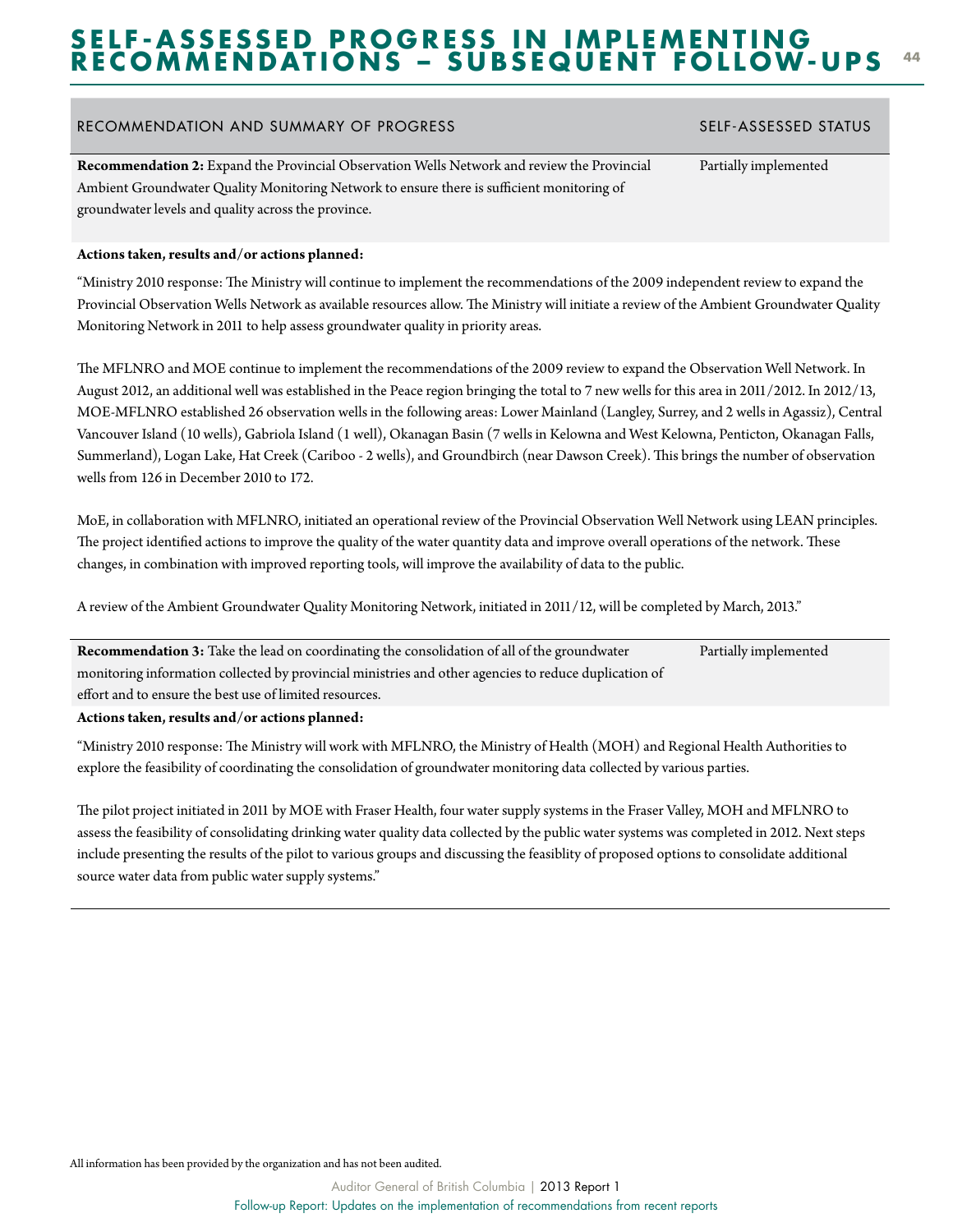# SELF-ASSESSED PROGRESS IN IMPLEMENTING RECOMMENDATIONS – SUBSEQUENT FOLLOW-UPS

| RECOMMENDATION AND SUMMARY OF PROGRESS | SELF-ASSESSED STATUS |
| --- | --- |
| **Recommendation 2:** Expand the Provincial Observation Wells Network and review the Provincial Ambient Groundwater Quality Monitoring Network to ensure there is sufficient monitoring of groundwater levels and quality across the province. | Partially implemented |

**Actions taken, results and/or actions planned:**

"Ministry 2010 response: The Ministry will continue to implement the recommendations of the 2009 independent review to expand the Provincial Observation Wells Network as available resources allow. The Ministry will initiate a review of the Ambient Groundwater Quality Monitoring Network in 2011 to help assess groundwater quality in priority areas.

The MFLNRO and MOE continue to implement the recommendations of the 2009 review to expand the Observation Well Network. In August 2012, an additional well was established in the Peace region bringing the total to 7 new wells for this area in 2011/2012. In 2012/13, MOE-MFLNRO established 26 observation wells in the following areas: Lower Mainland (Langley, Surrey, and 2 wells in Agassiz), Central Vancouver Island (10 wells), Gabriola Island (1 well), Okanagan Basin (7 wells in Kelowna and West Kelowna, Penticton, Okanagan Falls, Summerland), Logan Lake, Hat Creek (Cariboo - 2 wells), and Groundbirch (near Dawson Creek). This brings the number of observation wells from 126 in December 2010 to 172.

MoE, in collaboration with MFLNRO, initiated an operational review of the Provincial Observation Well Network using LEAN principles. The project identified actions to improve the quality of the water quantity data and improve overall operations of the network. These changes, in combination with improved reporting tools, will improve the availability of data to the public.

A review of the Ambient Groundwater Quality Monitoring Network, initiated in 2011/12, will be completed by March, 2013."

| | |
| --- | --- |
| **Recommendation 3:** Take the lead on coordinating the consolidation of all of the groundwater monitoring information collected by provincial ministries and other agencies to reduce duplication of effort and to ensure the best use of limited resources. | Partially implemented |

**Actions taken, results and/or actions planned:**

"Ministry 2010 response: The Ministry will work with MFLNRO, the Ministry of Health (MOH) and Regional Health Authorities to explore the feasibility of coordinating the consolidation of groundwater monitoring data collected by various parties.

The pilot project initiated in 2011 by MOE with Fraser Health, four water supply systems in the Fraser Valley, MOH and MFLNRO to assess the feasibility of consolidating drinking water quality data collected by the public water systems was completed in 2012. Next steps include presenting the results of the pilot to various groups and discussing the feasiblity of proposed options to consolidate additional source water data from public water supply systems."

All information has been provided by the organization and has not been audited.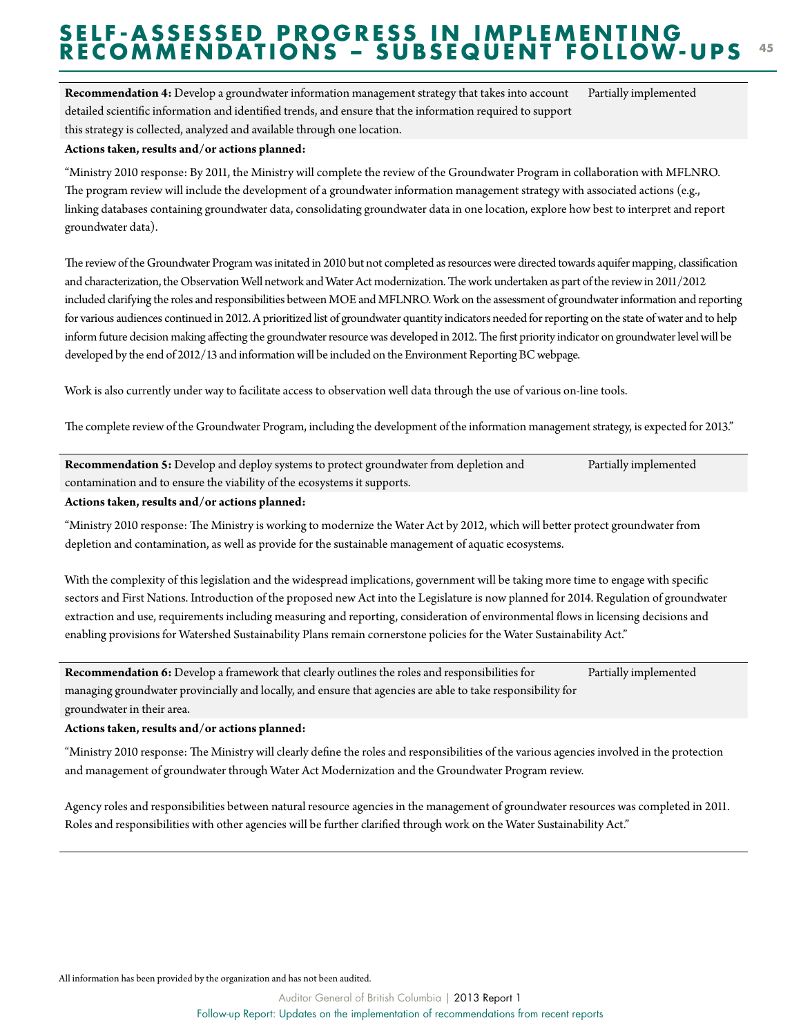# SELF-ASSESSED PROGRESS IN IMPLEMENTING RECOMMENDATIONS – SUBSEQUENT FOLLOW-UPS

| **Recommendation 4:** Develop a groundwater information management strategy that takes into account detailed scientific information and identified trends, and ensure that the information required to support this strategy is collected, analyzed and available through one location. | Partially implemented |
| --- | --- |

**Actions taken, results and/or actions planned:**

"Ministry 2010 response: By 2011, the Ministry will complete the review of the Groundwater Program in collaboration with MFLNRO. The program review will include the development of a groundwater information management strategy with associated actions (e.g., linking databases containing groundwater data, consolidating groundwater data in one location, explore how best to interpret and report groundwater data).

The review of the Groundwater Program was initated in 2010 but not completed as resources were directed towards aquifer mapping, classification and characterization, the Observation Well network and Water Act modernization. The work undertaken as part of the review in 2011/2012 included clarifying the roles and responsibilities between MOE and MFLNRO. Work on the assessment of groundwater information and reporting for various audiences continued in 2012. A prioritized list of groundwater quantity indicators needed for reporting on the state of water and to help inform future decision making affecting the groundwater resource was developed in 2012. The first priority indicator on groundwater level will be developed by the end of 2012/13 and information will be included on the Environment Reporting BC webpage.

Work is also currently under way to facilitate access to observation well data through the use of various on-line tools.

The complete review of the Groundwater Program, including the development of the information management strategy, is expected for 2013."

| **Recommendation 5:** Develop and deploy systems to protect groundwater from depletion and contamination and to ensure the viability of the ecosystems it supports. | Partially implemented |
| --- | --- |

**Actions taken, results and/or actions planned:**

"Ministry 2010 response: The Ministry is working to modernize the Water Act by 2012, which will better protect groundwater from depletion and contamination, as well as provide for the sustainable management of aquatic ecosystems.

With the complexity of this legislation and the widespread implications, government will be taking more time to engage with specific sectors and First Nations. Introduction of the proposed new Act into the Legislature is now planned for 2014. Regulation of groundwater extraction and use, requirements including measuring and reporting, consideration of environmental flows in licensing decisions and enabling provisions for Watershed Sustainability Plans remain cornerstone policies for the Water Sustainability Act."

| **Recommendation 6:** Develop a framework that clearly outlines the roles and responsibilities for managing groundwater provincially and locally, and ensure that agencies are able to take responsibility for groundwater in their area. | Partially implemented |
| --- | --- |

**Actions taken, results and/or actions planned:**

"Ministry 2010 response: The Ministry will clearly define the roles and responsibilities of the various agencies involved in the protection and management of groundwater through Water Act Modernization and the Groundwater Program review.

Agency roles and responsibilities between natural resource agencies in the management of groundwater resources was completed in 2011. Roles and responsibilities with other agencies will be further clarified through work on the Water Sustainability Act."

All information has been provided by the organization and has not been audited.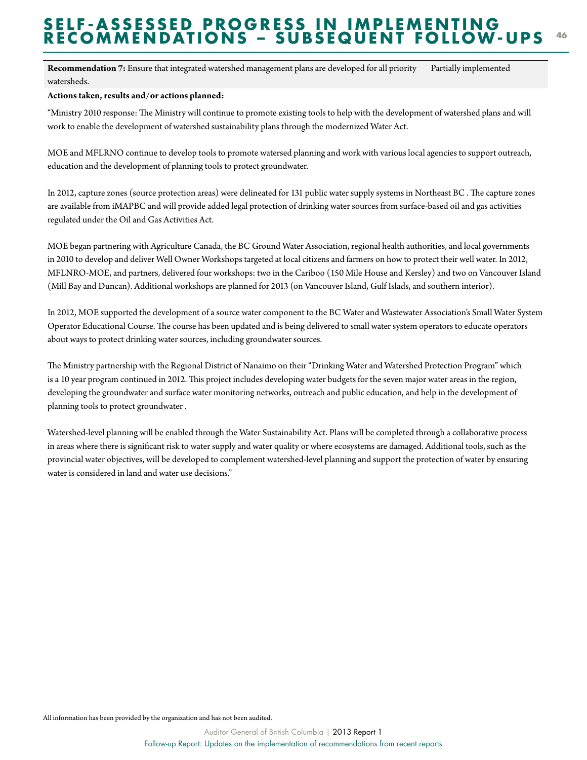| | |
|---|---|
| **Recommendation 7:** Ensure that integrated watershed management plans are developed for all priority watersheds. | Partially implemented |

**Actions taken, results and/or actions planned:**

"Ministry 2010 response: The Ministry will continue to promote existing tools to help with the development of watershed plans and will work to enable the development of watershed sustainability plans through the modernized Water Act.

MOE and MFLRNO continue to develop tools to promote watersed planning and work with various local agencies to support outreach, education and the development of planning tools to protect groundwater.

In 2012, capture zones (source protection areas) were delineated for 131 public water supply systems in Northeast BC . The capture zones are available from iMAPBC and will provide added legal protection of drinking water sources from surface-based oil and gas activities regulated under the Oil and Gas Activities Act.

MOE began partnering with Agriculture Canada, the BC Ground Water Association, regional health authorities, and local governments in 2010 to develop and deliver Well Owner Workshops targeted at local citizens and farmers on how to protect their well water. In 2012, MFLNRO-MOE, and partners, delivered four workshops: two in the Cariboo (150 Mile House and Kersley) and two on Vancouver Island (Mill Bay and Duncan). Additional workshops are planned for 2013 (on Vancouver Island, Gulf Islads, and southern interior).

In 2012, MOE supported the development of a source water component to the BC Water and Wastewater Association's Small Water System Operator Educational Course. The course has been updated and is being delivered to small water system operators to educate operators about ways to protect drinking water sources, including groundwater sources.

The Ministry partnership with the Regional District of Nanaimo on their "Drinking Water and Watershed Protection Program" which is a 10 year program continued in 2012. This project includes developing water budgets for the seven major water areas in the region, developing the groundwater and surface water monitoring networks, outreach and public education, and help in the development of planning tools to protect groundwater .

Watershed-level planning will be enabled through the Water Sustainability Act. Plans will be completed through a collaborative process in areas where there is significant risk to water supply and water quality or where ecosystems are damaged. Additional tools, such as the provincial water objectives, will be developed to complement watershed-level planning and support the protection of water by ensuring water is considered in land and water use decisions."

All information has been provided by the organization and has not been audited.